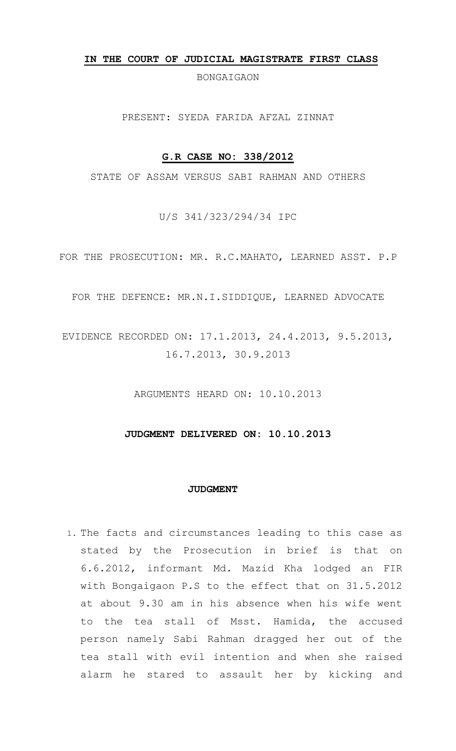**IN THE COURT OF JUDICIAL MAGISTRATE FIRST CLASS**

BONGAIGAON

PRESENT: SYEDA FARIDA AFZAL ZINNAT

**G.R CASE NO: 338/2012**

STATE OF ASSAM VERSUS SABI RAHMAN AND OTHERS

U/S 341/323/294/34 IPC

FOR THE PROSECUTION: MR. R.C.MAHATO, LEARNED ASST. P.P

FOR THE DEFENCE: MR.N.I.SIDDIQUE, LEARNED ADVOCATE

EVIDENCE RECORDED ON: 17.1.2013, 24.4.2013, 9.5.2013, 16.7.2013, 30.9.2013

ARGUMENTS HEARD ON: 10.10.2013

**JUDGMENT DELIVERED ON: 10.10.2013**

**JUDGMENT**

1. The facts and circumstances leading to this case as stated by the Prosecution in brief is that on 6.6.2012, informant Md. Mazid Kha lodged an FIR with Bongaigaon P.S to the effect that on 31.5.2012 at about 9.30 am in his absence when his wife went to the tea stall of Msst. Hamida, the accused person namely Sabi Rahman dragged her out of the tea stall with evil intention and when she raised alarm he stared to assault her by kicking and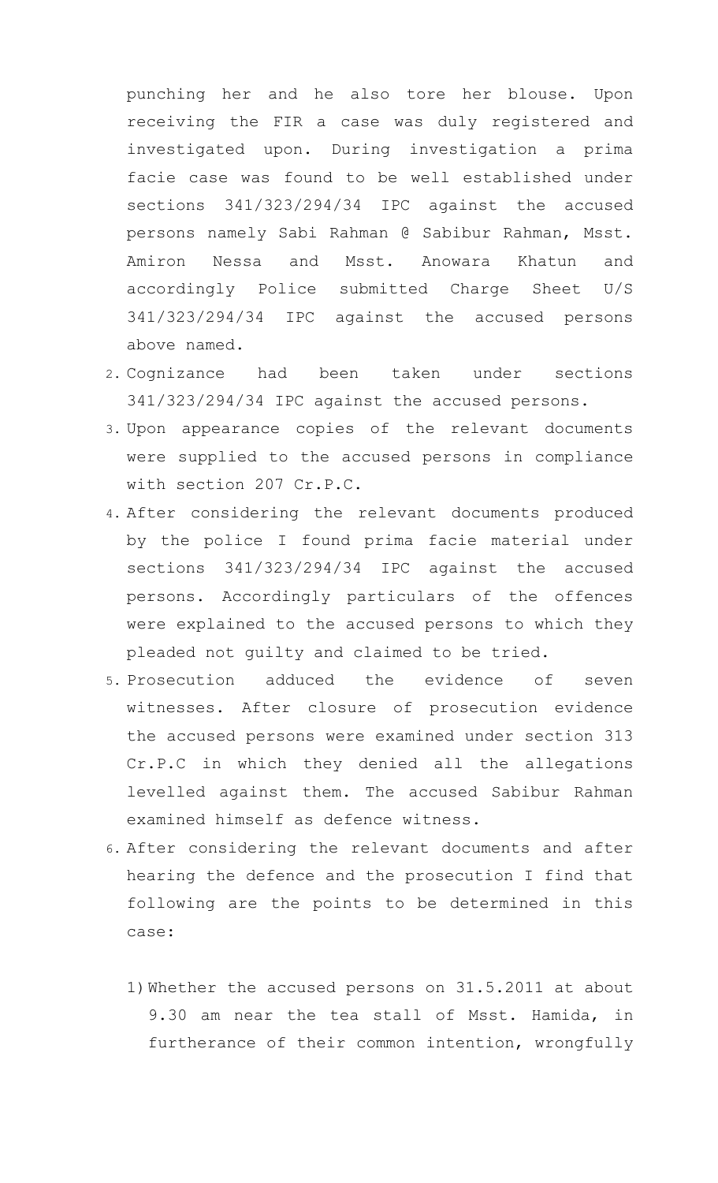punching her and he also tore her blouse. Upon receiving the FIR a case was duly registered and investigated upon. During investigation a prima facie case was found to be well established under sections 341/323/294/34 IPC against the accused persons namely Sabi Rahman @ Sabibur Rahman, Msst. Amiron Nessa and Msst. Anowara Khatun and accordingly Police submitted Charge Sheet U/S 341/323/294/34 IPC against the accused persons above named.

2. Cognizance had been taken under sections 341/323/294/34 IPC against the accused persons.
3. Upon appearance copies of the relevant documents were supplied to the accused persons in compliance with section 207 Cr.P.C.
4. After considering the relevant documents produced by the police I found prima facie material under sections 341/323/294/34 IPC against the accused persons. Accordingly particulars of the offences were explained to the accused persons to which they pleaded not guilty and claimed to be tried.
5. Prosecution adduced the evidence of seven witnesses. After closure of prosecution evidence the accused persons were examined under section 313 Cr.P.C in which they denied all the allegations levelled against them. The accused Sabibur Rahman examined himself as defence witness.
6. After considering the relevant documents and after hearing the defence and the prosecution I find that following are the points to be determined in this case:

   1) Whether the accused persons on 31.5.2011 at about 9.30 am near the tea stall of Msst. Hamida, in furtherance of their common intention, wrongfully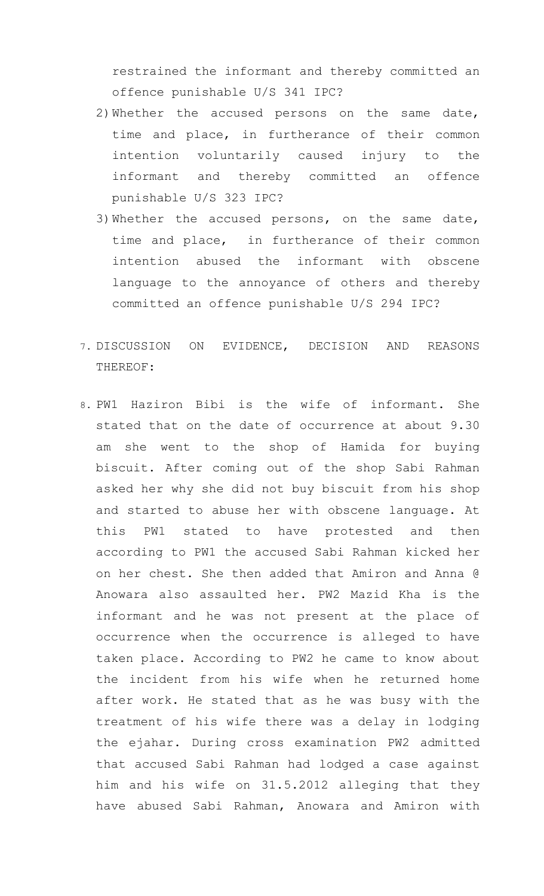restrained the informant and thereby committed an offence punishable U/S 341 IPC?

2) Whether the accused persons on the same date, time and place, in furtherance of their common intention voluntarily caused injury to the informant and thereby committed an offence punishable U/S 323 IPC?
3) Whether the accused persons, on the same date, time and place, in furtherance of their common intention abused the informant with obscene language to the annoyance of others and thereby committed an offence punishable U/S 294 IPC?

7. DISCUSSION ON EVIDENCE, DECISION AND REASONS THEREOF:

8. PW1 Haziron Bibi is the wife of informant. She stated that on the date of occurrence at about 9.30 am she went to the shop of Hamida for buying biscuit. After coming out of the shop Sabi Rahman asked her why she did not buy biscuit from his shop and started to abuse her with obscene language. At this PW1 stated to have protested and then according to PW1 the accused Sabi Rahman kicked her on her chest. She then added that Amiron and Anna @ Anowara also assaulted her. PW2 Mazid Kha is the informant and he was not present at the place of occurrence when the occurrence is alleged to have taken place. According to PW2 he came to know about the incident from his wife when he returned home after work. He stated that as he was busy with the treatment of his wife there was a delay in lodging the ejahar. During cross examination PW2 admitted that accused Sabi Rahman had lodged a case against him and his wife on 31.5.2012 alleging that they have abused Sabi Rahman, Anowara and Amiron with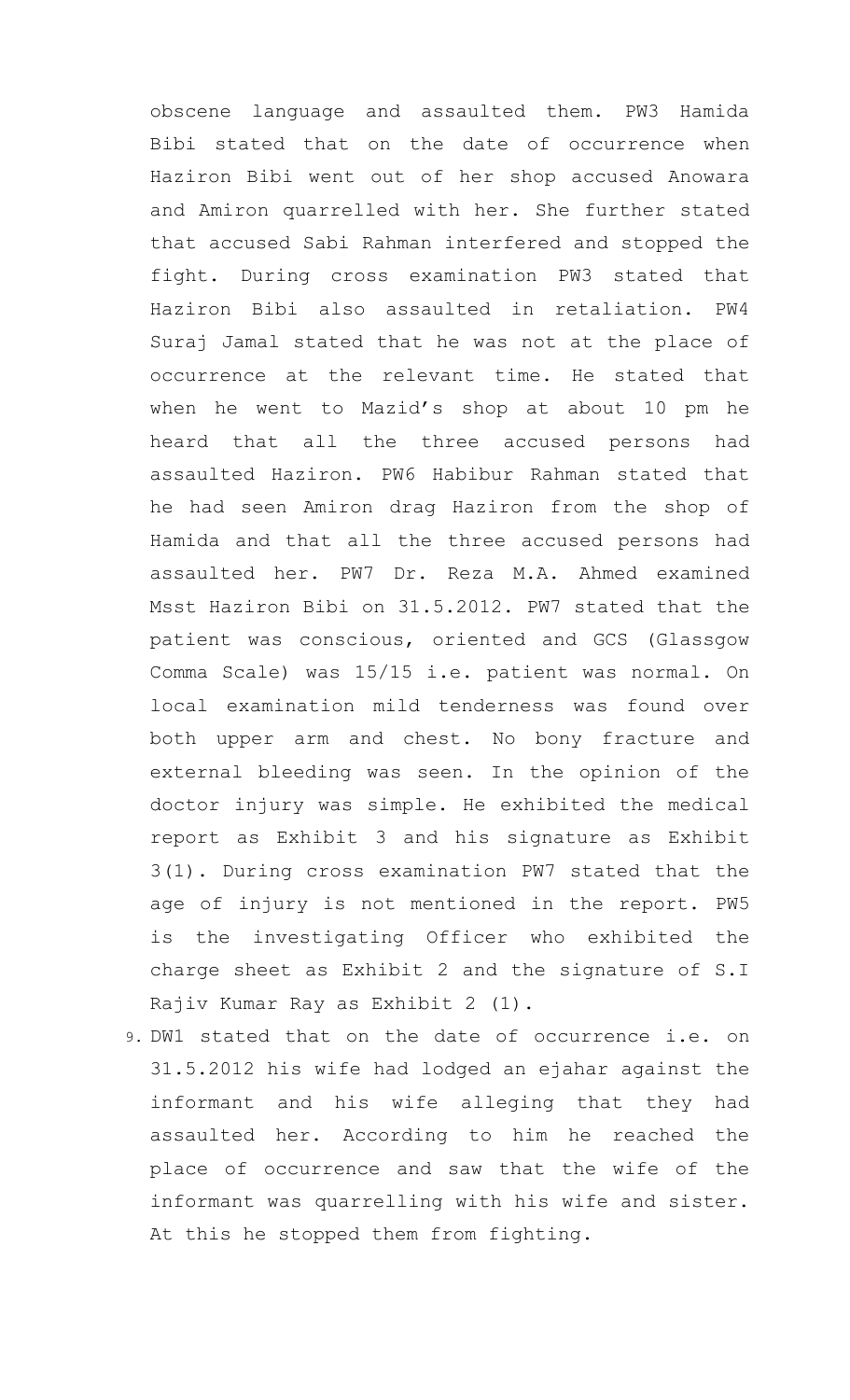obscene language and assaulted them. PW3 Hamida Bibi stated that on the date of occurrence when Haziron Bibi went out of her shop accused Anowara and Amiron quarrelled with her. She further stated that accused Sabi Rahman interfered and stopped the fight. During cross examination PW3 stated that Haziron Bibi also assaulted in retaliation. PW4 Suraj Jamal stated that he was not at the place of occurrence at the relevant time. He stated that when he went to Mazid's shop at about 10 pm he heard that all the three accused persons had assaulted Haziron. PW6 Habibur Rahman stated that he had seen Amiron drag Haziron from the shop of Hamida and that all the three accused persons had assaulted her. PW7 Dr. Reza M.A. Ahmed examined Msst Haziron Bibi on 31.5.2012. PW7 stated that the patient was conscious, oriented and GCS (Glassgow Comma Scale) was 15/15 i.e. patient was normal. On local examination mild tenderness was found over both upper arm and chest. No bony fracture and external bleeding was seen. In the opinion of the doctor injury was simple. He exhibited the medical report as Exhibit 3 and his signature as Exhibit 3(1). During cross examination PW7 stated that the age of injury is not mentioned in the report. PW5 is the investigating Officer who exhibited the charge sheet as Exhibit 2 and the signature of S.I Rajiv Kumar Ray as Exhibit 2 (1).

9. DW1 stated that on the date of occurrence i.e. on 31.5.2012 his wife had lodged an ejahar against the informant and his wife alleging that they had assaulted her. According to him he reached the place of occurrence and saw that the wife of the informant was quarrelling with his wife and sister. At this he stopped them from fighting.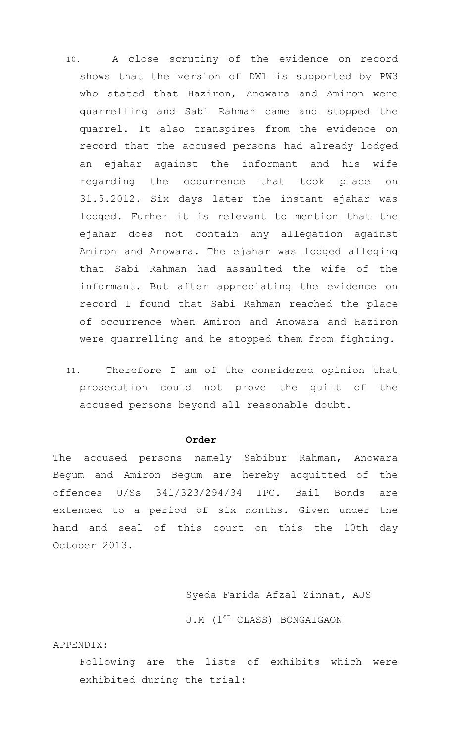10. A close scrutiny of the evidence on record shows that the version of DW1 is supported by PW3 who stated that Haziron, Anowara and Amiron were quarrelling and Sabi Rahman came and stopped the quarrel. It also transpires from the evidence on record that the accused persons had already lodged an ejahar against the informant and his wife regarding the occurrence that took place on 31.5.2012. Six days later the instant ejahar was lodged. Furher it is relevant to mention that the ejahar does not contain any allegation against Amiron and Anowara. The ejahar was lodged alleging that Sabi Rahman had assaulted the wife of the informant. But after appreciating the evidence on record I found that Sabi Rahman reached the place of occurrence when Amiron and Anowara and Haziron were quarrelling and he stopped them from fighting.

11. Therefore I am of the considered opinion that prosecution could not prove the guilt of the accused persons beyond all reasonable doubt.

**Order**

The accused persons namely Sabibur Rahman, Anowara Begum and Amiron Begum are hereby acquitted of the offences U/Ss 341/323/294/34 IPC. Bail Bonds are extended to a period of six months. Given under the hand and seal of this court on this the 10th day October 2013.

Syeda Farida Afzal Zinnat, AJS

J.M (1st CLASS) BONGAIGAON

APPENDIX:

Following are the lists of exhibits which were exhibited during the trial: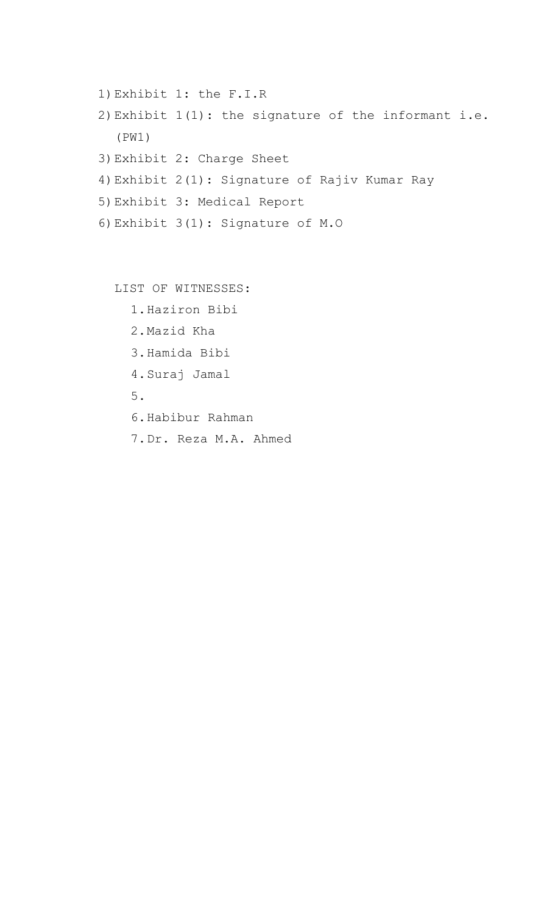1) Exhibit 1: the F.I.R
2) Exhibit 1(1): the signature of the informant i.e. (PW1)
3) Exhibit 2: Charge Sheet
4) Exhibit 2(1): Signature of Rajiv Kumar Ray
5) Exhibit 3: Medical Report
6) Exhibit 3(1): Signature of M.O

LIST OF WITNESSES:

1. Haziron Bibi
2. Mazid Kha
3. Hamida Bibi
4. Suraj Jamal
5. 
6. Habibur Rahman
7. Dr. Reza M.A. Ahmed